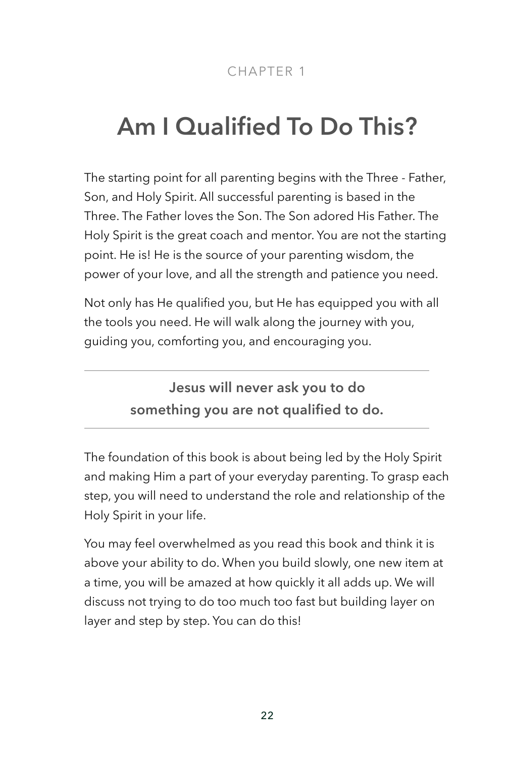CHAPTER 1

# Am I Qualified To Do This?

The starting point for all parenting begins with the Three - Father, Son, and Holy Spirit. All successful parenting is based in the Three. The Father loves the Son. The Son adored His Father. The Holy Spirit is the great coach and mentor. You are not the starting point. He is! He is the source of your parenting wisdom, the power of your love, and all the strength and patience you need.

Not only has He qualified you, but He has equipped you with all the tools you need. He will walk along the journey with you, guiding you, comforting you, and encouraging you.

---

**Jesus will never ask you to do something you are not qualified to do.**

---

The foundation of this book is about being led by the Holy Spirit and making Him a part of your everyday parenting. To grasp each step, you will need to understand the role and relationship of the Holy Spirit in your life.

You may feel overwhelmed as you read this book and think it is above your ability to do. When you build slowly, one new item at a time, you will be amazed at how quickly it all adds up. We will discuss not trying to do too much too fast but building layer on layer and step by step. You can do this!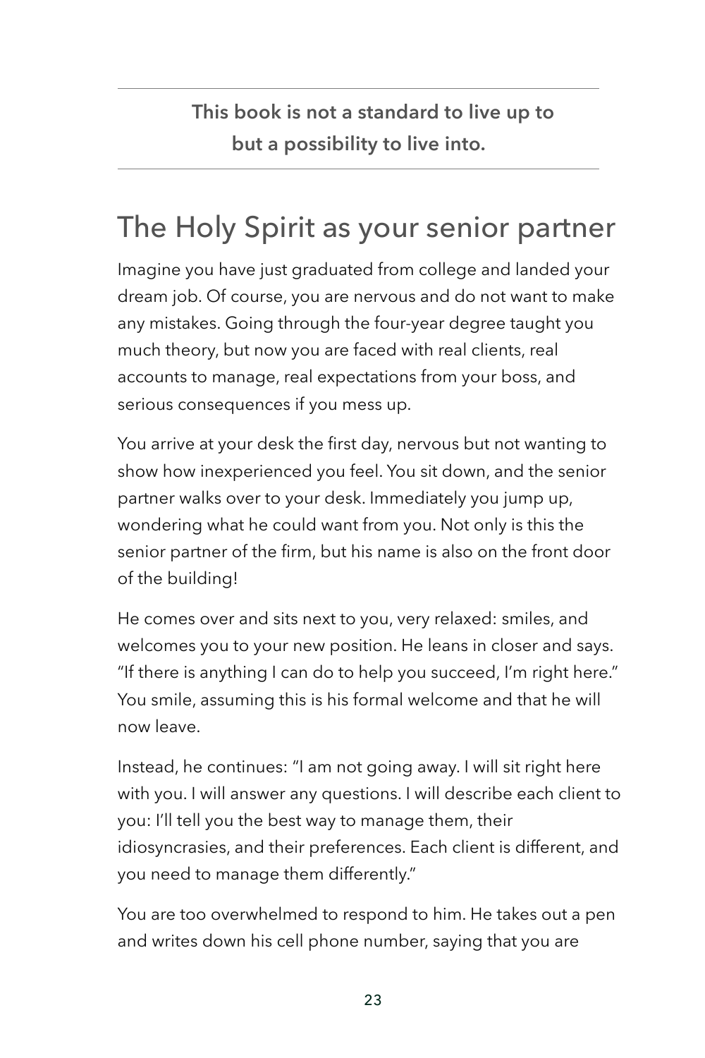---

**This book is not a standard to live up to but a possibility to live into.**

---

## The Holy Spirit as your senior partner

Imagine you have just graduated from college and landed your dream job. Of course, you are nervous and do not want to make any mistakes. Going through the four-year degree taught you much theory, but now you are faced with real clients, real accounts to manage, real expectations from your boss, and serious consequences if you mess up.

You arrive at your desk the first day, nervous but not wanting to show how inexperienced you feel. You sit down, and the senior partner walks over to your desk. Immediately you jump up, wondering what he could want from you. Not only is this the senior partner of the firm, but his name is also on the front door of the building!

He comes over and sits next to you, very relaxed: smiles, and welcomes you to your new position. He leans in closer and says. "If there is anything I can do to help you succeed, I'm right here." You smile, assuming this is his formal welcome and that he will now leave.

Instead, he continues: "I am not going away. I will sit right here with you. I will answer any questions. I will describe each client to you: I'll tell you the best way to manage them, their idiosyncrasies, and their preferences. Each client is different, and you need to manage them differently."

You are too overwhelmed to respond to him. He takes out a pen and writes down his cell phone number, saying that you are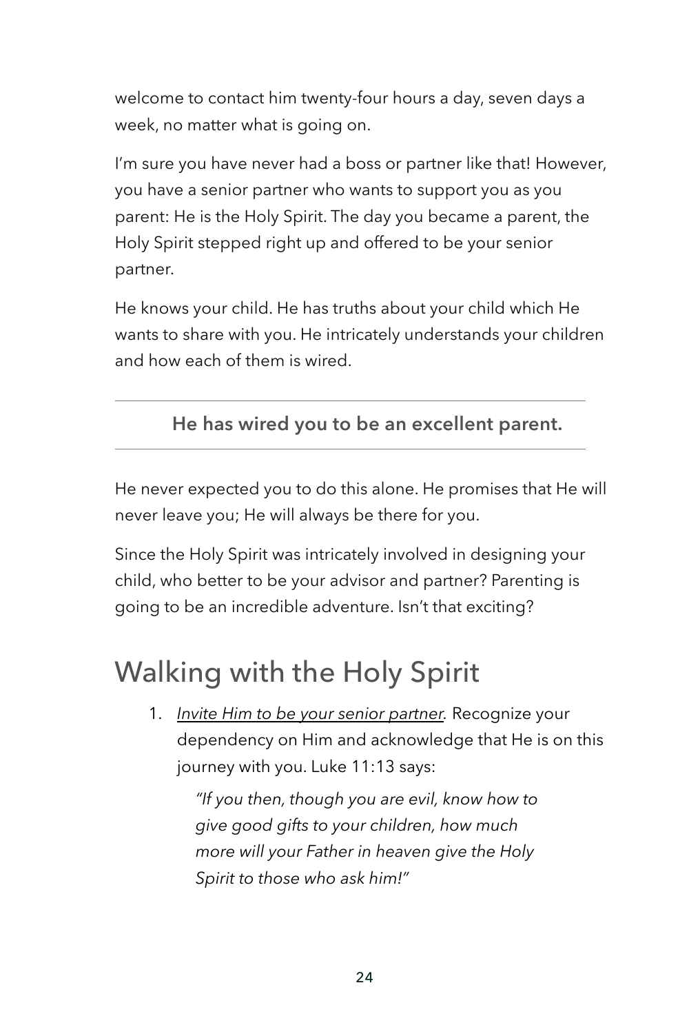welcome to contact him twenty-four hours a day, seven days a week, no matter what is going on.

I'm sure you have never had a boss or partner like that! However, you have a senior partner who wants to support you as you parent: He is the Holy Spirit. The day you became a parent, the Holy Spirit stepped right up and offered to be your senior partner.

He knows your child. He has truths about your child which He wants to share with you. He intricately understands your children and how each of them is wired.

---

**He has wired you to be an excellent parent.**

---

He never expected you to do this alone. He promises that He will never leave you; He will always be there for you.

Since the Holy Spirit was intricately involved in designing your child, who better to be your advisor and partner? Parenting is going to be an incredible adventure. Isn't that exciting?

## Walking with the Holy Spirit

1. *Invite Him to be your senior partner.* Recognize your dependency on Him and acknowledge that He is on this journey with you. Luke 11:13 says:

   > *"If you then, though you are evil, know how to give good gifts to your children, how much more will your Father in heaven give the Holy Spirit to those who ask him!"*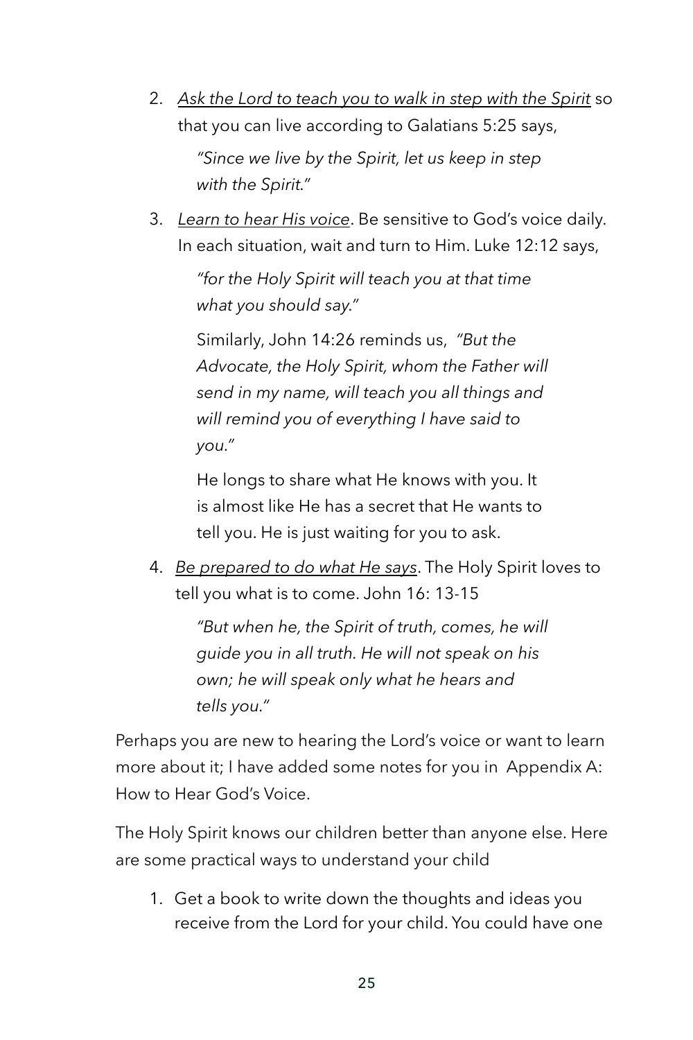2. <u>*Ask the Lord to teach you to walk in step with the Spirit*</u> so that you can live according to Galatians 5:25 says,

   *"Since we live by the Spirit, let us keep in step with the Spirit."*

3. <u>*Learn to hear His voice*</u>. Be sensitive to God's voice daily. In each situation, wait and turn to Him. Luke 12:12 says,

   *"for the Holy Spirit will teach you at that time what you should say."*

   Similarly, John 14:26 reminds us, *"But the Advocate, the Holy Spirit, whom the Father will send in my name, will teach you all things and will remind you of everything I have said to you."*

   He longs to share what He knows with you. It is almost like He has a secret that He wants to tell you. He is just waiting for you to ask.

4. <u>*Be prepared to do what He says*</u>. The Holy Spirit loves to tell you what is to come. John 16: 13-15

   *"But when he, the Spirit of truth, comes, he will guide you in all truth. He will not speak on his own; he will speak only what he hears and tells you."*

Perhaps you are new to hearing the Lord's voice or want to learn more about it; I have added some notes for you in Appendix A: How to Hear God's Voice.

The Holy Spirit knows our children better than anyone else. Here are some practical ways to understand your child

1. Get a book to write down the thoughts and ideas you receive from the Lord for your child. You could have one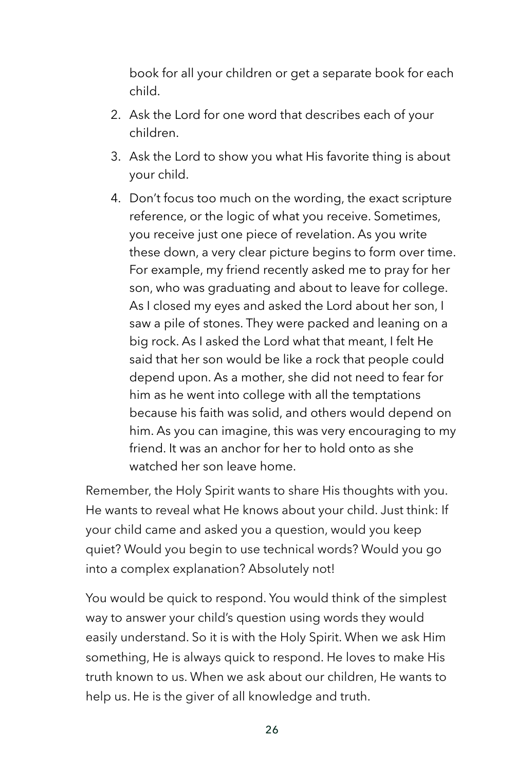book for all your children or get a separate book for each child.

2. Ask the Lord for one word that describes each of your children.
3. Ask the Lord to show you what His favorite thing is about your child.
4. Don't focus too much on the wording, the exact scripture reference, or the logic of what you receive. Sometimes, you receive just one piece of revelation. As you write these down, a very clear picture begins to form over time. For example, my friend recently asked me to pray for her son, who was graduating and about to leave for college. As I closed my eyes and asked the Lord about her son, I saw a pile of stones. They were packed and leaning on a big rock. As I asked the Lord what that meant, I felt He said that her son would be like a rock that people could depend upon. As a mother, she did not need to fear for him as he went into college with all the temptations because his faith was solid, and others would depend on him. As you can imagine, this was very encouraging to my friend. It was an anchor for her to hold onto as she watched her son leave home.

Remember, the Holy Spirit wants to share His thoughts with you. He wants to reveal what He knows about your child. Just think: If your child came and asked you a question, would you keep quiet? Would you begin to use technical words? Would you go into a complex explanation? Absolutely not!

You would be quick to respond. You would think of the simplest way to answer your child's question using words they would easily understand. So it is with the Holy Spirit. When we ask Him something, He is always quick to respond. He loves to make His truth known to us. When we ask about our children, He wants to help us. He is the giver of all knowledge and truth.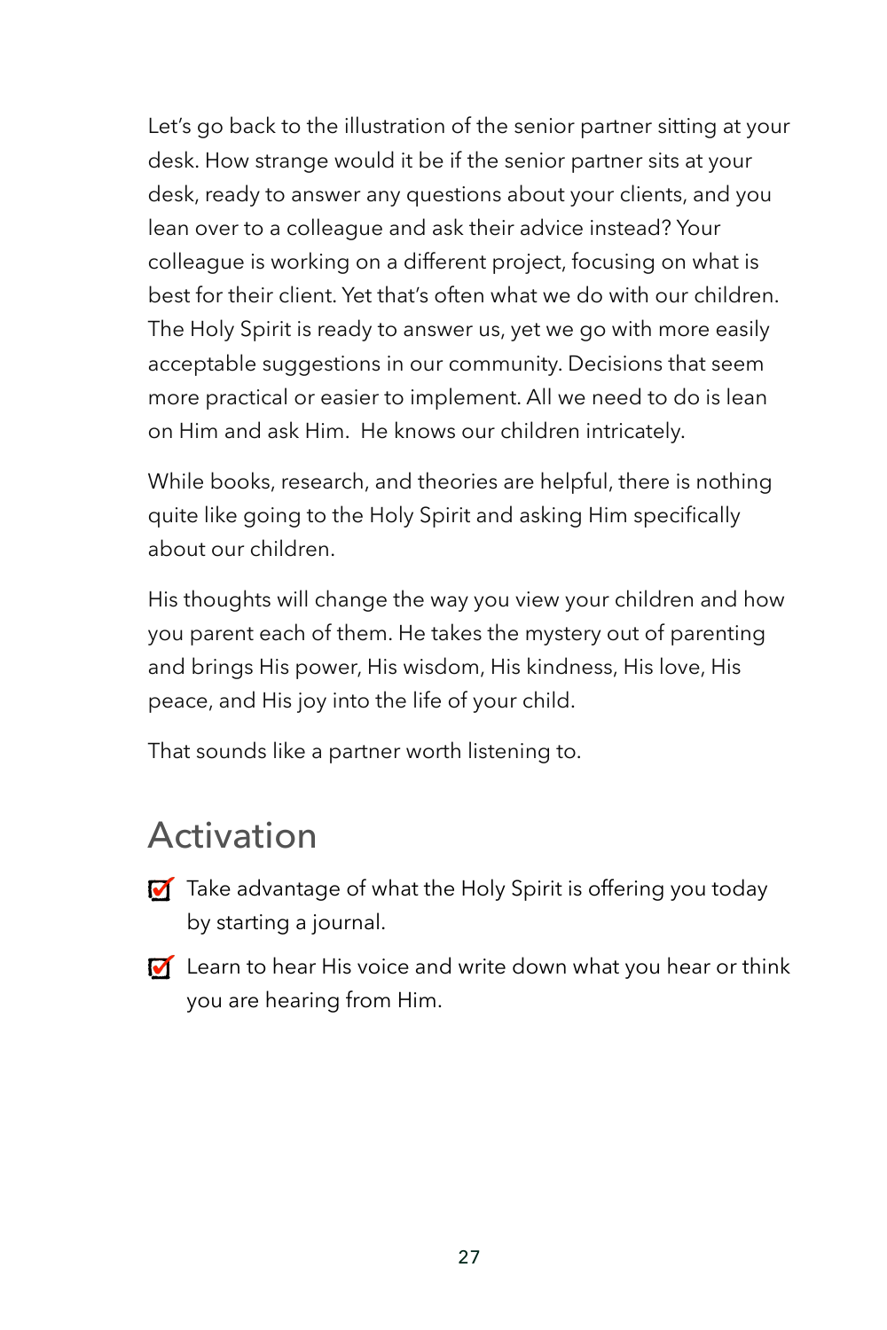Let's go back to the illustration of the senior partner sitting at your desk. How strange would it be if the senior partner sits at your desk, ready to answer any questions about your clients, and you lean over to a colleague and ask their advice instead? Your colleague is working on a different project, focusing on what is best for their client. Yet that's often what we do with our children. The Holy Spirit is ready to answer us, yet we go with more easily acceptable suggestions in our community. Decisions that seem more practical or easier to implement. All we need to do is lean on Him and ask Him. He knows our children intricately.

While books, research, and theories are helpful, there is nothing quite like going to the Holy Spirit and asking Him specifically about our children.

His thoughts will change the way you view your children and how you parent each of them. He takes the mystery out of parenting and brings His power, His wisdom, His kindness, His love, His peace, and His joy into the life of your child.

That sounds like a partner worth listening to.

## Activation

- ☑ Take advantage of what the Holy Spirit is offering you today by starting a journal.
- ☑ Learn to hear His voice and write down what you hear or think you are hearing from Him.